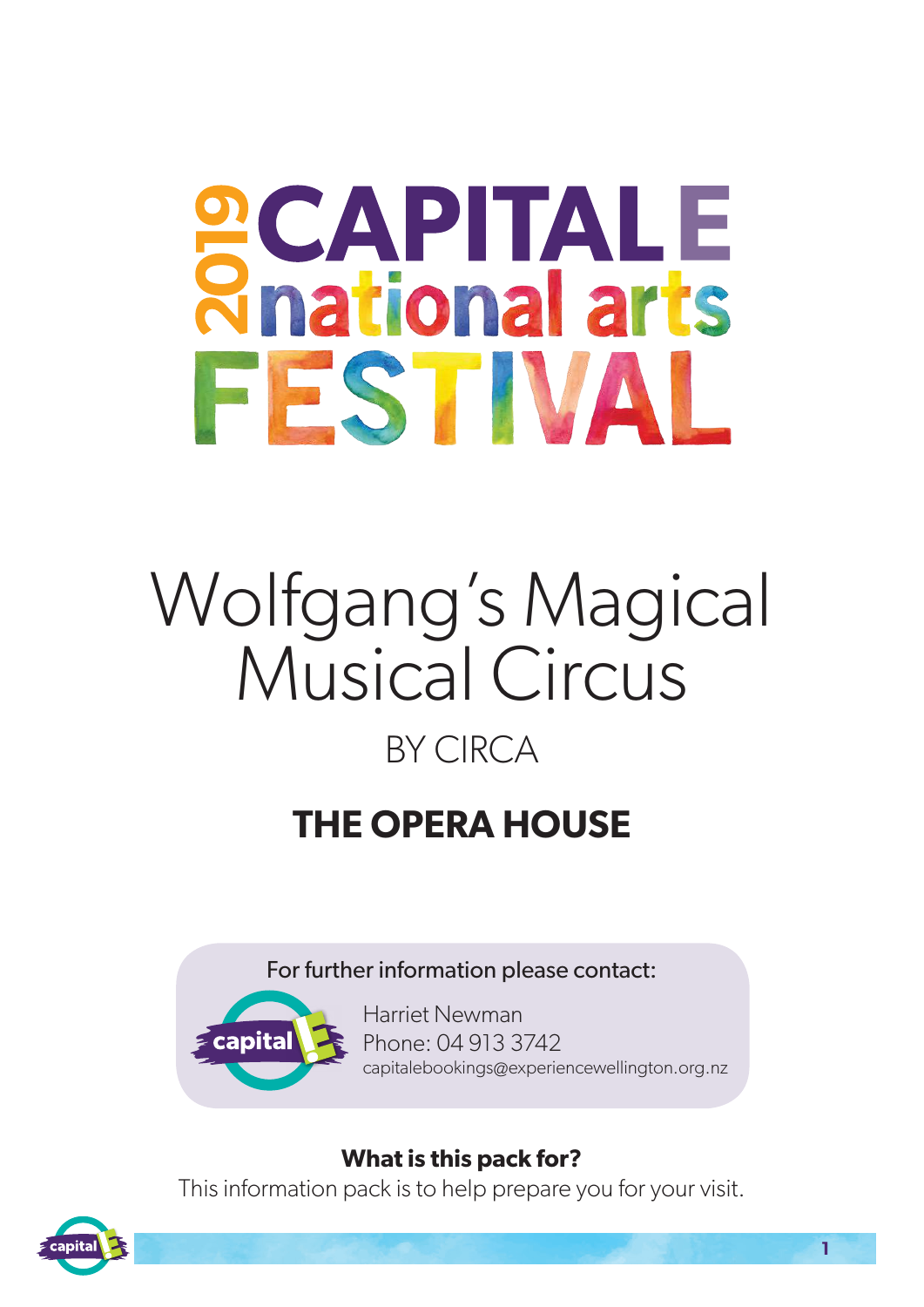# 2019 CAPITAL E national arts FESTIVAL

# Wolfgang's Magical Musical Circus

BY CIRCA

## THE OPERA HOUSE

For further information please contact:

Harriet Newman
Phone: 04 913 3742
capitalebookings@experiencewellington.org.nz

**What is this pack for?**

This information pack is to help prepare you for your visit.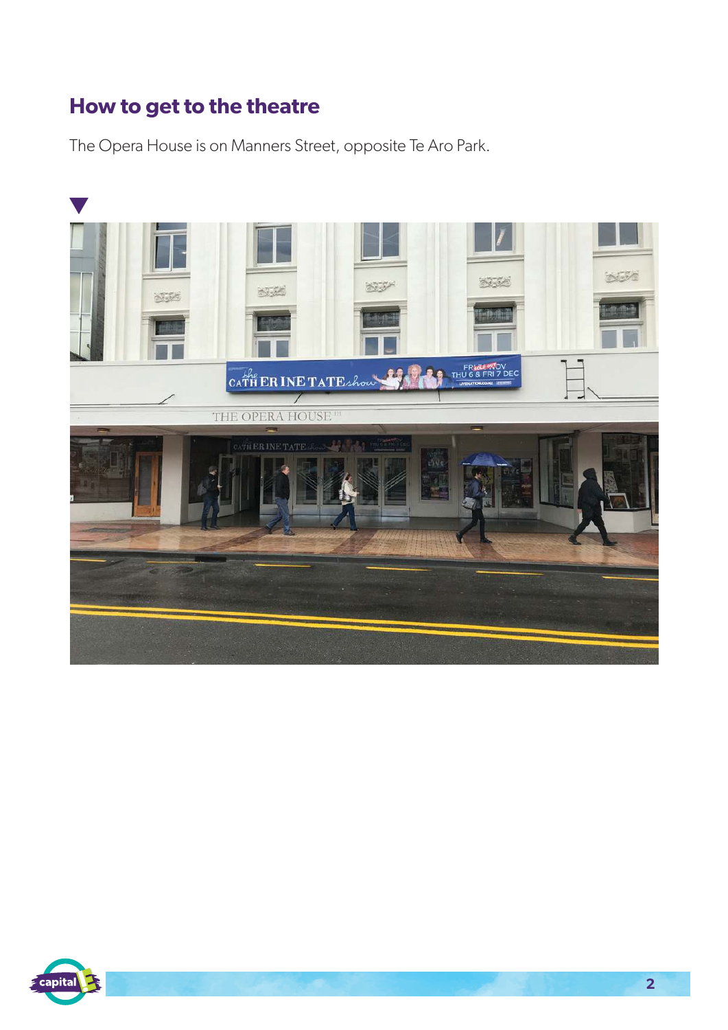## How to get to the theatre

The Opera House is on Manners Street, opposite Te Aro Park.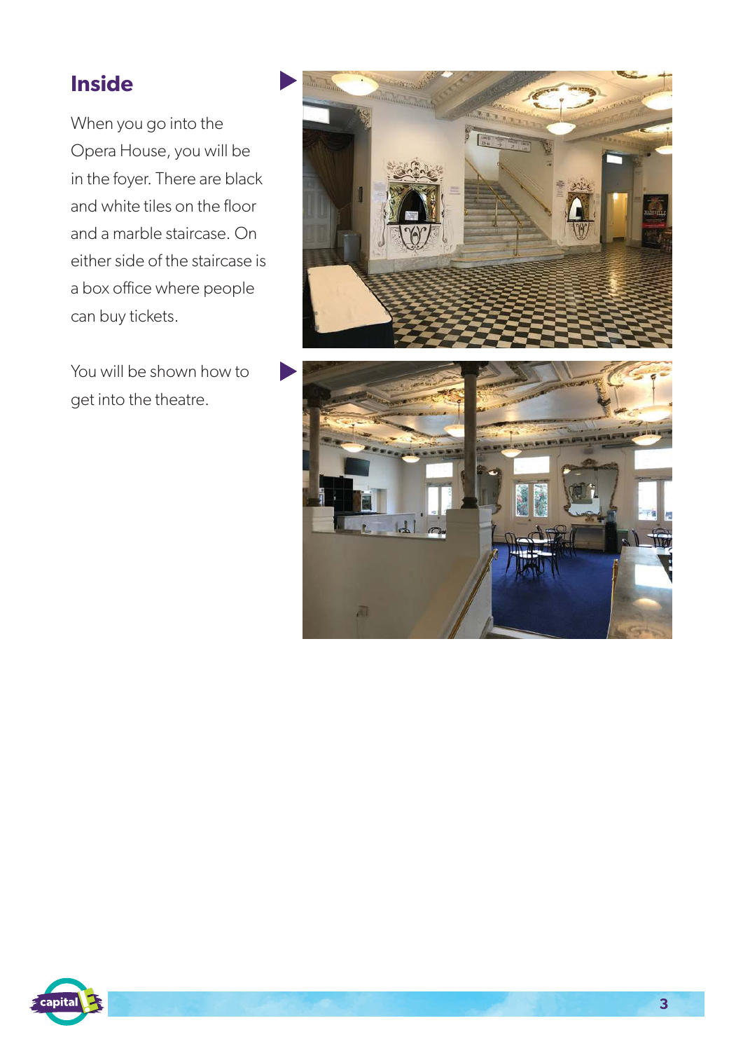## Inside

When you go into the Opera House, you will be in the foyer. There are black and white tiles on the floor and a marble staircase. On either side of the staircase is a box office where people can buy tickets.

You will be shown how to get into the theatre.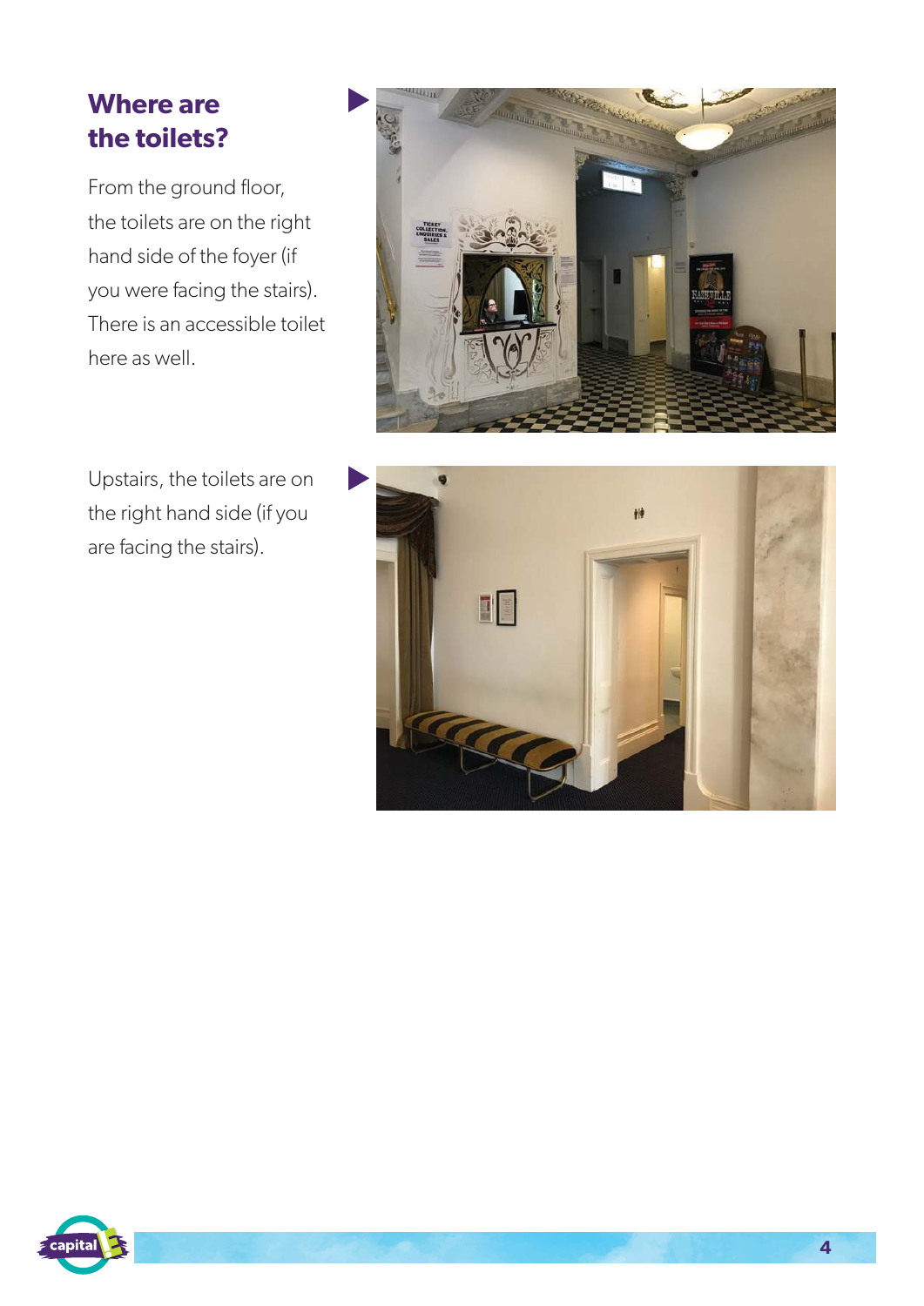## Where are the toilets?

From the ground floor, the toilets are on the right hand side of the foyer (if you were facing the stairs). There is an accessible toilet here as well.

Upstairs, the toilets are on the right hand side (if you are facing the stairs).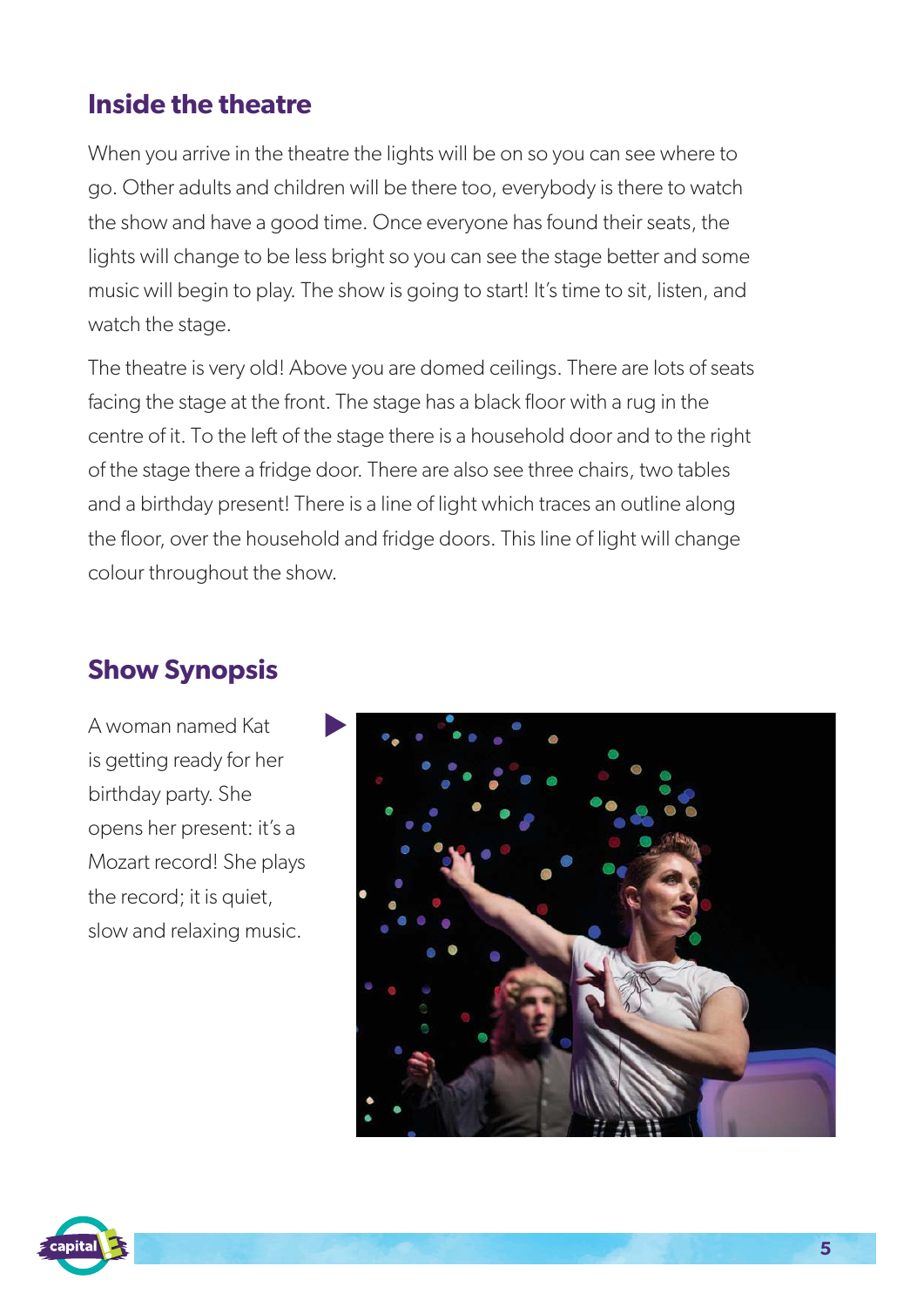## Inside the theatre

When you arrive in the theatre the lights will be on so you can see where to go. Other adults and children will be there too, everybody is there to watch the show and have a good time. Once everyone has found their seats, the lights will change to be less bright so you can see the stage better and some music will begin to play. The show is going to start! It's time to sit, listen, and watch the stage.

The theatre is very old! Above you are domed ceilings. There are lots of seats facing the stage at the front. The stage has a black floor with a rug in the centre of it. To the left of the stage there is a household door and to the right of the stage there a fridge door. There are also see three chairs, two tables and a birthday present! There is a line of light which traces an outline along the floor, over the household and fridge doors. This line of light will change colour throughout the show.

## Show Synopsis

A woman named Kat is getting ready for her birthday party. She opens her present: it's a Mozart record! She plays the record; it is quiet, slow and relaxing music.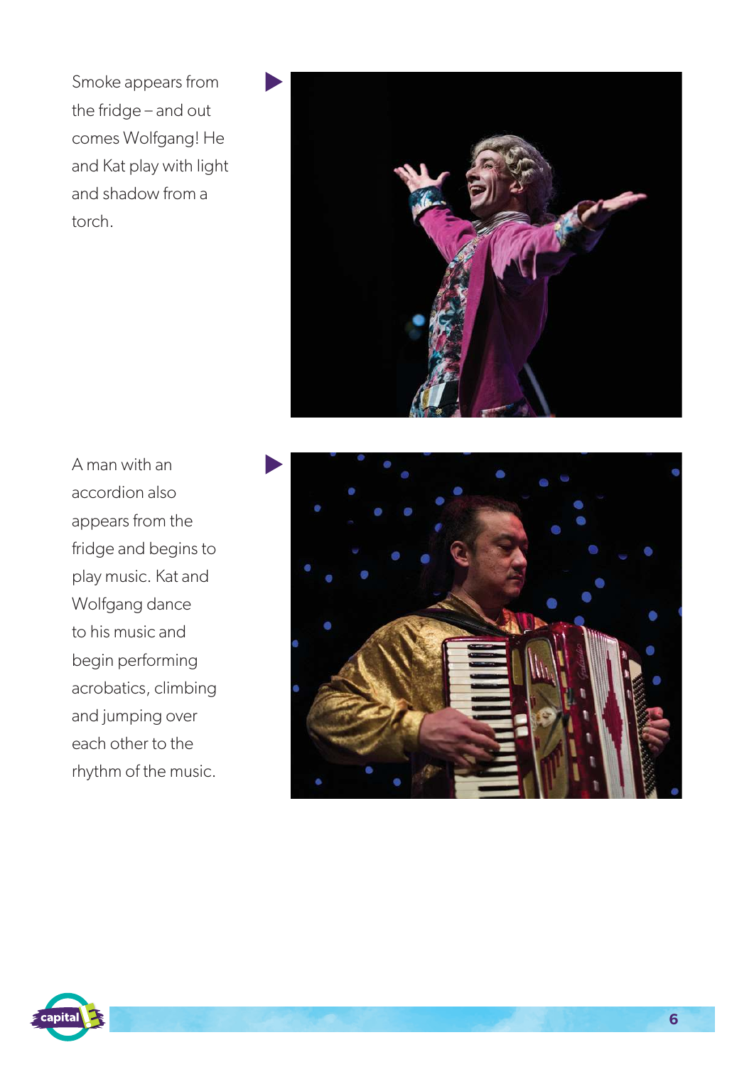Smoke appears from the fridge – and out comes Wolfgang! He and Kat play with light and shadow from a torch.

A man with an accordion also appears from the fridge and begins to play music. Kat and Wolfgang dance to his music and begin performing acrobatics, climbing and jumping over each other to the rhythm of the music.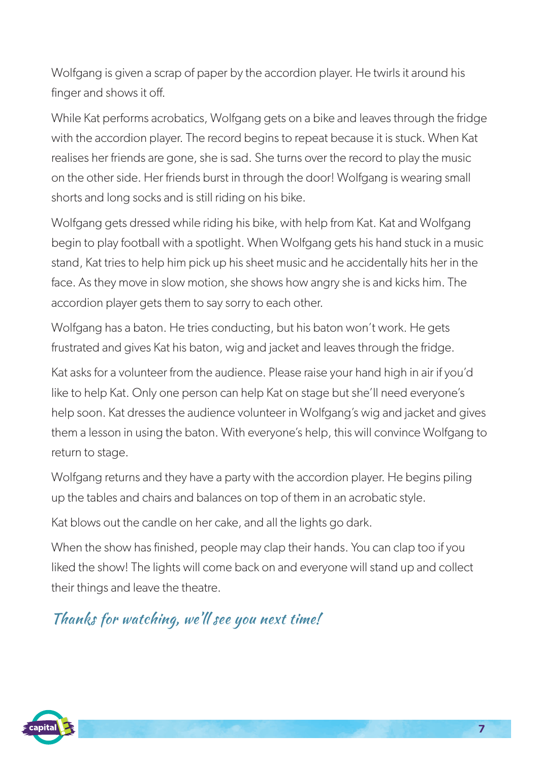Wolfgang is given a scrap of paper by the accordion player. He twirls it around his finger and shows it off.

While Kat performs acrobatics, Wolfgang gets on a bike and leaves through the fridge with the accordion player. The record begins to repeat because it is stuck. When Kat realises her friends are gone, she is sad. She turns over the record to play the music on the other side. Her friends burst in through the door! Wolfgang is wearing small shorts and long socks and is still riding on his bike.

Wolfgang gets dressed while riding his bike, with help from Kat. Kat and Wolfgang begin to play football with a spotlight. When Wolfgang gets his hand stuck in a music stand, Kat tries to help him pick up his sheet music and he accidentally hits her in the face. As they move in slow motion, she shows how angry she is and kicks him. The accordion player gets them to say sorry to each other.

Wolfgang has a baton. He tries conducting, but his baton won't work. He gets frustrated and gives Kat his baton, wig and jacket and leaves through the fridge.

Kat asks for a volunteer from the audience. Please raise your hand high in air if you'd like to help Kat. Only one person can help Kat on stage but she'll need everyone's help soon. Kat dresses the audience volunteer in Wolfgang's wig and jacket and gives them a lesson in using the baton. With everyone's help, this will convince Wolfgang to return to stage.

Wolfgang returns and they have a party with the accordion player. He begins piling up the tables and chairs and balances on top of them in an acrobatic style.

Kat blows out the candle on her cake, and all the lights go dark.

When the show has finished, people may clap their hands. You can clap too if you liked the show! The lights will come back on and everyone will stand up and collect their things and leave the theatre.

*Thanks for watching, we'll see you next time!*